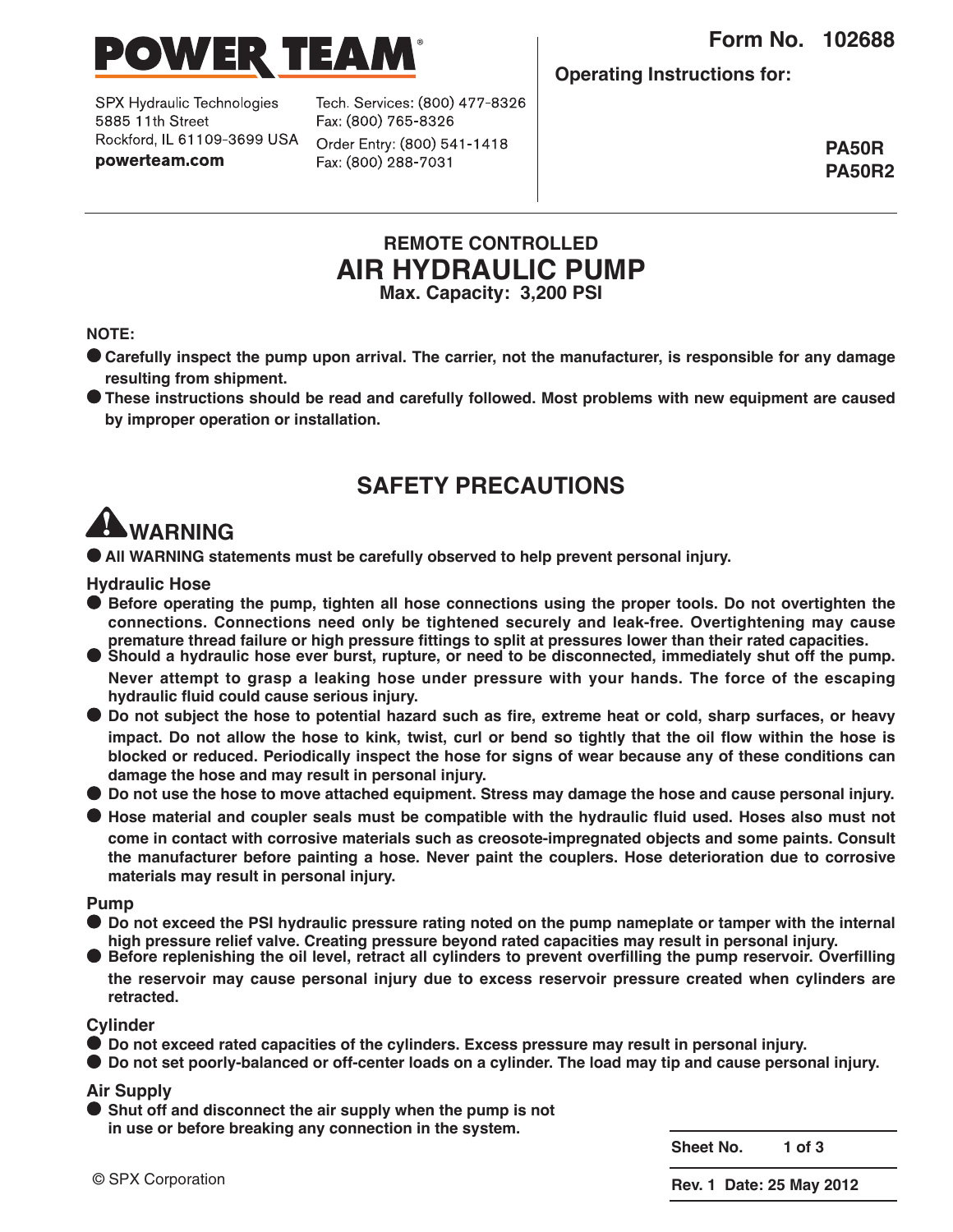# POWER TEAM

SPX Hydraulic Technologies
5885 11th Street
Rockford, IL 61109-3699 USA
**powerteam.com**

Tech. Services: (800) 477-8326
Fax: (800) 765-8326
Order Entry: (800) 541-1418
Fax: (800) 288-7031

**Form No. 102688**

**Operating Instructions for:**

**PA50R**
**PA50R2**

## REMOTE CONTROLLED
# AIR HYDRAULIC PUMP
**Max. Capacity: 3,200 PSI**

**NOTE:**

- **Carefully inspect the pump upon arrival. The carrier, not the manufacturer, is responsible for any damage resulting from shipment.**
- **These instructions should be read and carefully followed. Most problems with new equipment are caused by improper operation or installation.**

## SAFETY PRECAUTIONS

### ⚠WARNING

- **All WARNING statements must be carefully observed to help prevent personal injury.**

### Hydraulic Hose

- **Before operating the pump, tighten all hose connections using the proper tools. Do not overtighten the connections. Connections need only be tightened securely and leak-free. Overtightening may cause premature thread failure or high pressure fittings to split at pressures lower than their rated capacities.**
- **Should a hydraulic hose ever burst, rupture, or need to be disconnected, immediately shut off the pump. Never attempt to grasp a leaking hose under pressure with your hands. The force of the escaping hydraulic fluid could cause serious injury.**
- **Do not subject the hose to potential hazard such as fire, extreme heat or cold, sharp surfaces, or heavy impact. Do not allow the hose to kink, twist, curl or bend so tightly that the oil flow within the hose is blocked or reduced. Periodically inspect the hose for signs of wear because any of these conditions can damage the hose and may result in personal injury.**
- **Do not use the hose to move attached equipment. Stress may damage the hose and cause personal injury.**
- **Hose material and coupler seals must be compatible with the hydraulic fluid used. Hoses also must not come in contact with corrosive materials such as creosote-impregnated objects and some paints. Consult the manufacturer before painting a hose. Never paint the couplers. Hose deterioration due to corrosive materials may result in personal injury.**

### Pump

- **Do not exceed the PSI hydraulic pressure rating noted on the pump nameplate or tamper with the internal high pressure relief valve. Creating pressure beyond rated capacities may result in personal injury.**
- **Before replenishing the oil level, retract all cylinders to prevent overfilling the pump reservoir. Overfilling the reservoir may cause personal injury due to excess reservoir pressure created when cylinders are retracted.**

### Cylinder

- **Do not exceed rated capacities of the cylinders. Excess pressure may result in personal injury.**
- **Do not set poorly-balanced or off-center loads on a cylinder. The load may tip and cause personal injury.**

### Air Supply

- **Shut off and disconnect the air supply when the pump is not in use or before breaking any connection in the system.**

© SPX Corporation

**Rev. 1 Date: 25 May 2012**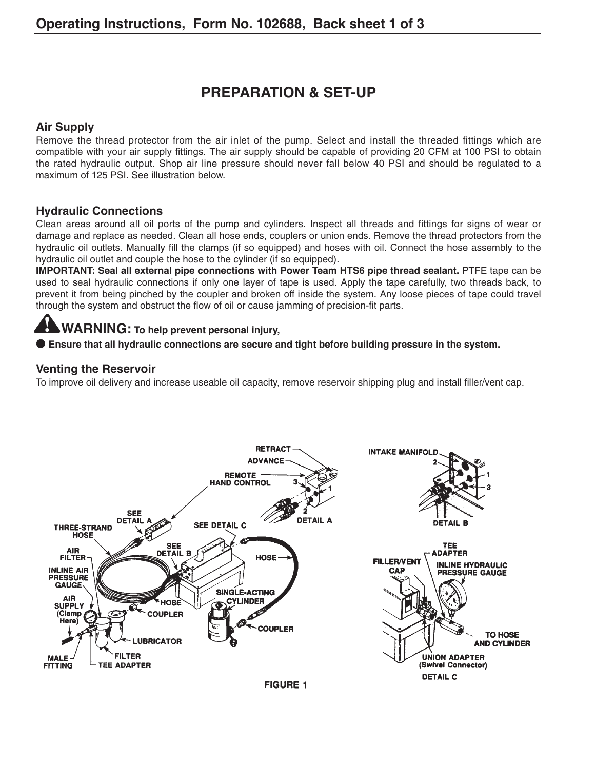# PREPARATION & SET-UP

## Air Supply

Remove the thread protector from the air inlet of the pump. Select and install the threaded fittings which are compatible with your air supply fittings. The air supply should be capable of providing 20 CFM at 100 PSI to obtain the rated hydraulic output. Shop air line pressure should never fall below 40 PSI and should be regulated to a maximum of 125 PSI. See illustration below.

## Hydraulic Connections

Clean areas around all oil ports of the pump and cylinders. Inspect all threads and fittings for signs of wear or damage and replace as needed. Clean all hose ends, couplers or union ends. Remove the thread protectors from the hydraulic oil outlets. Manually fill the clamps (if so equipped) and hoses with oil. Connect the hose assembly to the hydraulic oil outlet and couple the hose to the cylinder (if so equipped).

**IMPORTANT: Seal all external pipe connections with Power Team HTS6 pipe thread sealant.** PTFE tape can be used to seal hydraulic connections if only one layer of tape is used. Apply the tape carefully, two threads back, to prevent it from being pinched by the coupler and broken off inside the system. Any loose pieces of tape could travel through the system and obstruct the flow of oil or cause jamming of precision-fit parts.

**WARNING: To help prevent personal injury,**

- **Ensure that all hydraulic connections are secure and tight before building pressure in the system.**

## Venting the Reservoir

To improve oil delivery and increase useable oil capacity, remove reservoir shipping plug and install filler/vent cap.

FIGURE 1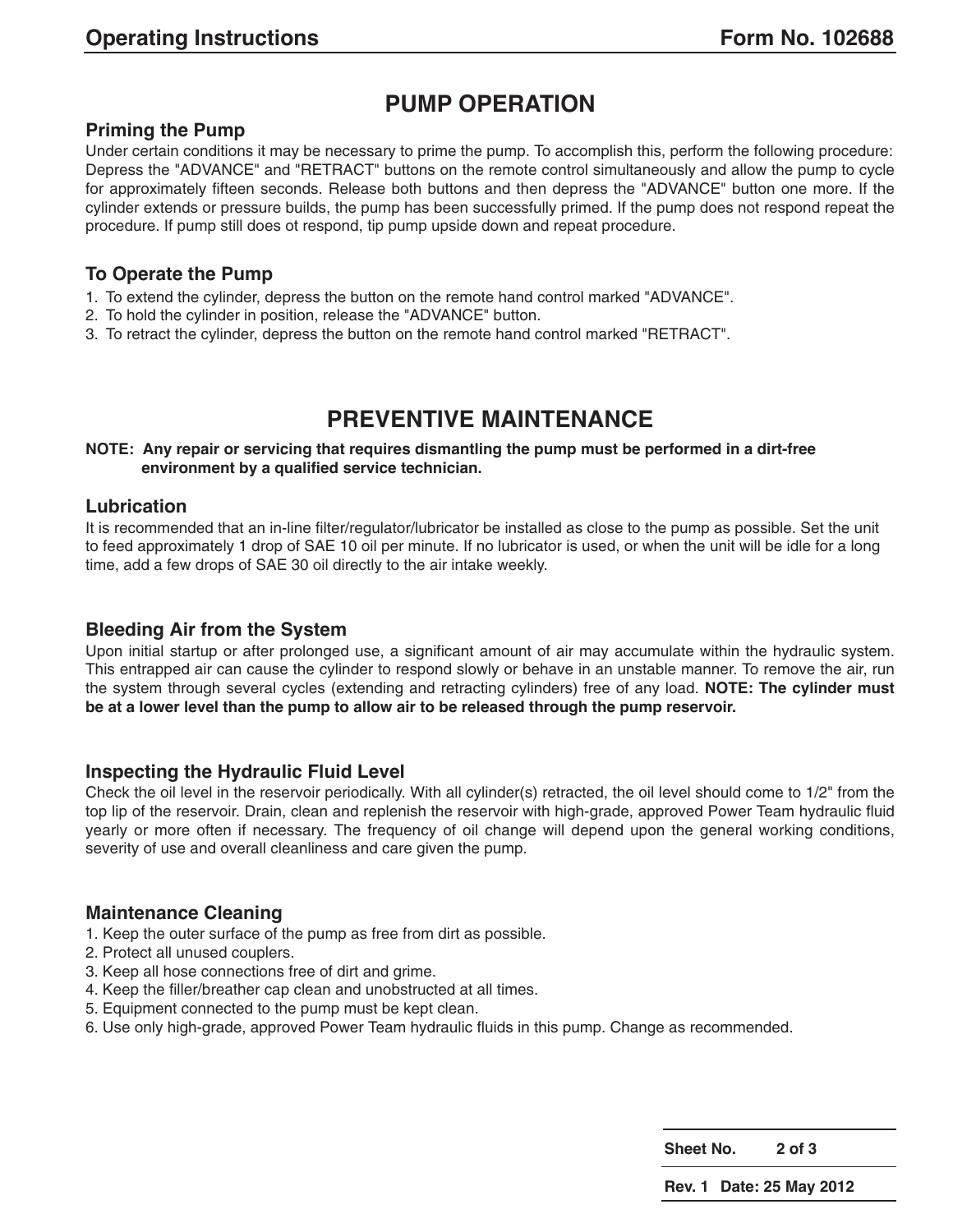# PUMP OPERATION

### Priming the Pump

Under certain conditions it may be necessary to prime the pump. To accomplish this, perform the following procedure: Depress the "ADVANCE" and "RETRACT" buttons on the remote control simultaneously and allow the pump to cycle for approximately fifteen seconds. Release both buttons and then depress the "ADVANCE" button one more. If the cylinder extends or pressure builds, the pump has been successfully primed. If the pump does not respond repeat the procedure. If pump still does ot respond, tip pump upside down and repeat procedure.

### To Operate the Pump

1. To extend the cylinder, depress the button on the remote hand control marked "ADVANCE".
2. To hold the cylinder in position, release the "ADVANCE" button.
3. To retract the cylinder, depress the button on the remote hand control marked "RETRACT".

# PREVENTIVE MAINTENANCE

**NOTE: Any repair or servicing that requires dismantling the pump must be performed in a dirt-free environment by a qualified service technician.**

### Lubrication

It is recommended that an in-line filter/regulator/lubricator be installed as close to the pump as possible. Set the unit to feed approximately 1 drop of SAE 10 oil per minute. If no lubricator is used, or when the unit will be idle for a long time, add a few drops of SAE 30 oil directly to the air intake weekly.

### Bleeding Air from the System

Upon initial startup or after prolonged use, a significant amount of air may accumulate within the hydraulic system. This entrapped air can cause the cylinder to respond slowly or behave in an unstable manner. To remove the air, run the system through several cycles (extending and retracting cylinders) free of any load. **NOTE: The cylinder must be at a lower level than the pump to allow air to be released through the pump reservoir.**

### Inspecting the Hydraulic Fluid Level

Check the oil level in the reservoir periodically. With all cylinder(s) retracted, the oil level should come to 1/2" from the top lip of the reservoir. Drain, clean and replenish the reservoir with high-grade, approved Power Team hydraulic fluid yearly or more often if necessary. The frequency of oil change will depend upon the general working conditions, severity of use and overall cleanliness and care given the pump.

### Maintenance Cleaning

1. Keep the outer surface of the pump as free from dirt as possible.
2. Protect all unused couplers.
3. Keep all hose connections free of dirt and grime.
4. Keep the filler/breather cap clean and unobstructed at all times.
5. Equipment connected to the pump must be kept clean.
6. Use only high-grade, approved Power Team hydraulic fluids in this pump. Change as recommended.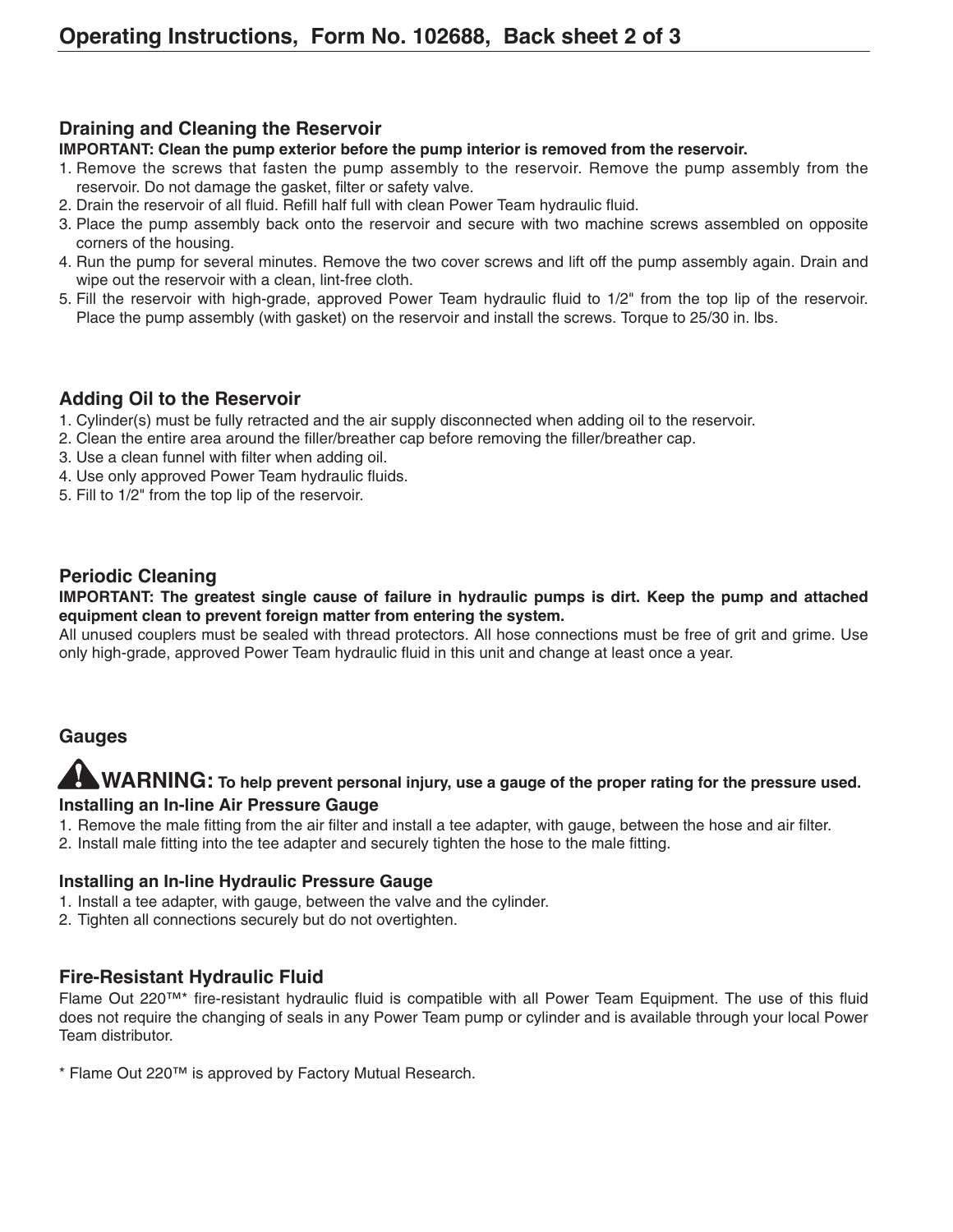## Draining and Cleaning the Reservoir

**IMPORTANT: Clean the pump exterior before the pump interior is removed from the reservoir.**

1. Remove the screws that fasten the pump assembly to the reservoir. Remove the pump assembly from the reservoir. Do not damage the gasket, filter or safety valve.
2. Drain the reservoir of all fluid. Refill half full with clean Power Team hydraulic fluid.
3. Place the pump assembly back onto the reservoir and secure with two machine screws assembled on opposite corners of the housing.
4. Run the pump for several minutes. Remove the two cover screws and lift off the pump assembly again. Drain and wipe out the reservoir with a clean, lint-free cloth.
5. Fill the reservoir with high-grade, approved Power Team hydraulic fluid to 1/2" from the top lip of the reservoir. Place the pump assembly (with gasket) on the reservoir and install the screws. Torque to 25/30 in. lbs.

## Adding Oil to the Reservoir

1. Cylinder(s) must be fully retracted and the air supply disconnected when adding oil to the reservoir.
2. Clean the entire area around the filler/breather cap before removing the filler/breather cap.
3. Use a clean funnel with filter when adding oil.
4. Use only approved Power Team hydraulic fluids.
5. Fill to 1/2" from the top lip of the reservoir.

## Periodic Cleaning

**IMPORTANT: The greatest single cause of failure in hydraulic pumps is dirt. Keep the pump and attached equipment clean to prevent foreign matter from entering the system.**

All unused couplers must be sealed with thread protectors. All hose connections must be free of grit and grime. Use only high-grade, approved Power Team hydraulic fluid in this unit and change at least once a year.

## Gauges

**WARNING: To help prevent personal injury, use a gauge of the proper rating for the pressure used.**

### Installing an In-line Air Pressure Gauge

1. Remove the male fitting from the air filter and install a tee adapter, with gauge, between the hose and air filter.
2. Install male fitting into the tee adapter and securely tighten the hose to the male fitting.

### Installing an In-line Hydraulic Pressure Gauge

1. Install a tee adapter, with gauge, between the valve and the cylinder.
2. Tighten all connections securely but do not overtighten.

## Fire-Resistant Hydraulic Fluid

Flame Out 220™* fire-resistant hydraulic fluid is compatible with all Power Team Equipment. The use of this fluid does not require the changing of seals in any Power Team pump or cylinder and is available through your local Power Team distributor.

* Flame Out 220™ is approved by Factory Mutual Research.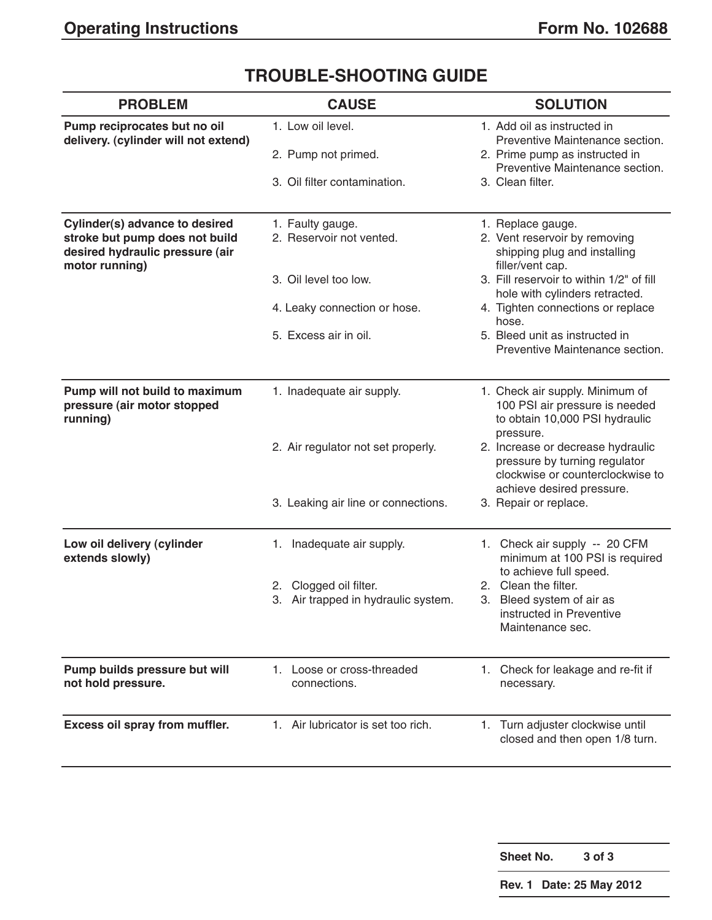## TROUBLE-SHOOTING GUIDE

| PROBLEM | CAUSE | SOLUTION |
|---|---|---|
| **Pump reciprocates but no oil delivery. (cylinder will not extend)** | 1. Low oil level. | 1. Add oil as instructed in Preventive Maintenance section. |
| | 2. Pump not primed. | 2. Prime pump as instructed in Preventive Maintenance section. |
| | 3. Oil filter contamination. | 3. Clean filter. |
| **Cylinder(s) advance to desired stroke but pump does not build desired hydraulic pressure (air motor running)** | 1. Faulty gauge. | 1. Replace gauge. |
| | 2. Reservoir not vented. | 2. Vent reservoir by removing shipping plug and installing filler/vent cap. |
| | 3. Oil level too low. | 3. Fill reservoir to within 1/2" of fill hole with cylinders retracted. |
| | 4. Leaky connection or hose. | 4. Tighten connections or replace hose. |
| | 5. Excess air in oil. | 5. Bleed unit as instructed in Preventive Maintenance section. |
| **Pump will not build to maximum pressure (air motor stopped running)** | 1. Inadequate air supply. | 1. Check air supply. Minimum of 100 PSI air pressure is needed to obtain 10,000 PSI hydraulic pressure. |
| | 2. Air regulator not set properly. | 2. Increase or decrease hydraulic pressure by turning regulator clockwise or counterclockwise to achieve desired pressure. |
| | 3. Leaking air line or connections. | 3. Repair or replace. |
| **Low oil delivery (cylinder extends slowly)** | 1. Inadequate air supply. | 1. Check air supply -- 20 CFM minimum at 100 PSI is required to achieve full speed. |
| | 2. Clogged oil filter. | 2. Clean the filter. |
| | 3. Air trapped in hydraulic system. | 3. Bleed system of air as instructed in Preventive Maintenance sec. |
| **Pump builds pressure but will not hold pressure.** | 1. Loose or cross-threaded connections. | 1. Check for leakage and re-fit if necessary. |
| **Excess oil spray from muffler.** | 1. Air lubricator is set too rich. | 1. Turn adjuster clockwise until closed and then open 1/8 turn. |

**Rev. 1 Date: 25 May 2012**